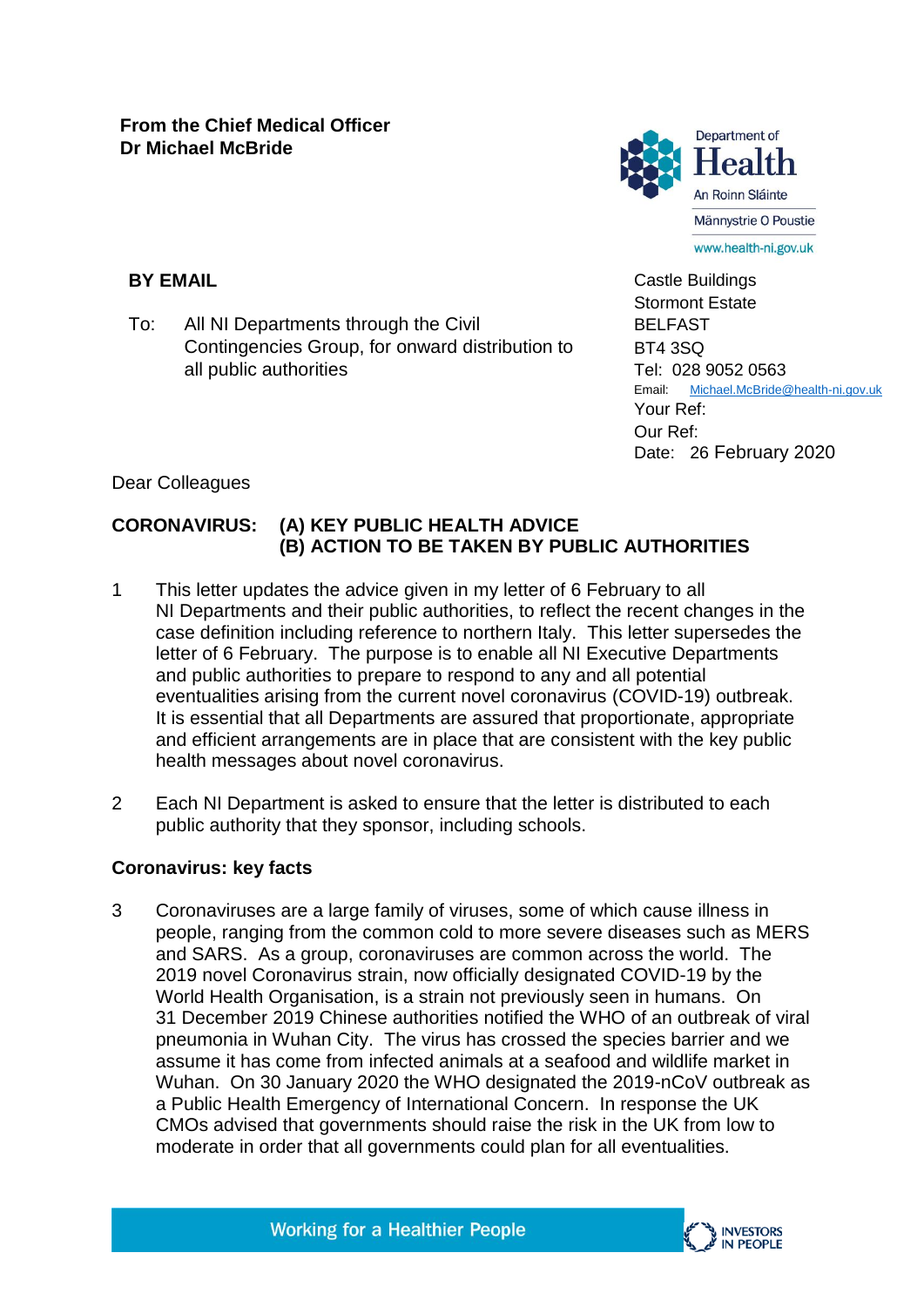**From the Chief Medical Officer**
**Dr Michael McBride**

Department of Health
An Roinn Sláinte
Männystrie O Poustie
www.health-ni.gov.uk

**BY EMAIL**

To: All NI Departments through the Civil Contingencies Group, for onward distribution to all public authorities

Castle Buildings
Stormont Estate
BELFAST
BT4 3SQ
Tel: 028 9052 0563
Email: Michael.McBride@health-ni.gov.uk
Your Ref:
Our Ref:
Date: 26 February 2020

Dear Colleagues

**CORONAVIRUS: (A) KEY PUBLIC HEALTH ADVICE**
**(B) ACTION TO BE TAKEN BY PUBLIC AUTHORITIES**

1 This letter updates the advice given in my letter of 6 February to all NI Departments and their public authorities, to reflect the recent changes in the case definition including reference to northern Italy. This letter supersedes the letter of 6 February. The purpose is to enable all NI Executive Departments and public authorities to prepare to respond to any and all potential eventualities arising from the current novel coronavirus (COVID-19) outbreak. It is essential that all Departments are assured that proportionate, appropriate and efficient arrangements are in place that are consistent with the key public health messages about novel coronavirus.

2 Each NI Department is asked to ensure that the letter is distributed to each public authority that they sponsor, including schools.

**Coronavirus: key facts**

3 Coronaviruses are a large family of viruses, some of which cause illness in people, ranging from the common cold to more severe diseases such as MERS and SARS. As a group, coronaviruses are common across the world. The 2019 novel Coronavirus strain, now officially designated COVID-19 by the World Health Organisation, is a strain not previously seen in humans. On 31 December 2019 Chinese authorities notified the WHO of an outbreak of viral pneumonia in Wuhan City. The virus has crossed the species barrier and we assume it has come from infected animals at a seafood and wildlife market in Wuhan. On 30 January 2020 the WHO designated the 2019-nCoV outbreak as a Public Health Emergency of International Concern. In response the UK CMOs advised that governments should raise the risk in the UK from low to moderate in order that all governments could plan for all eventualities.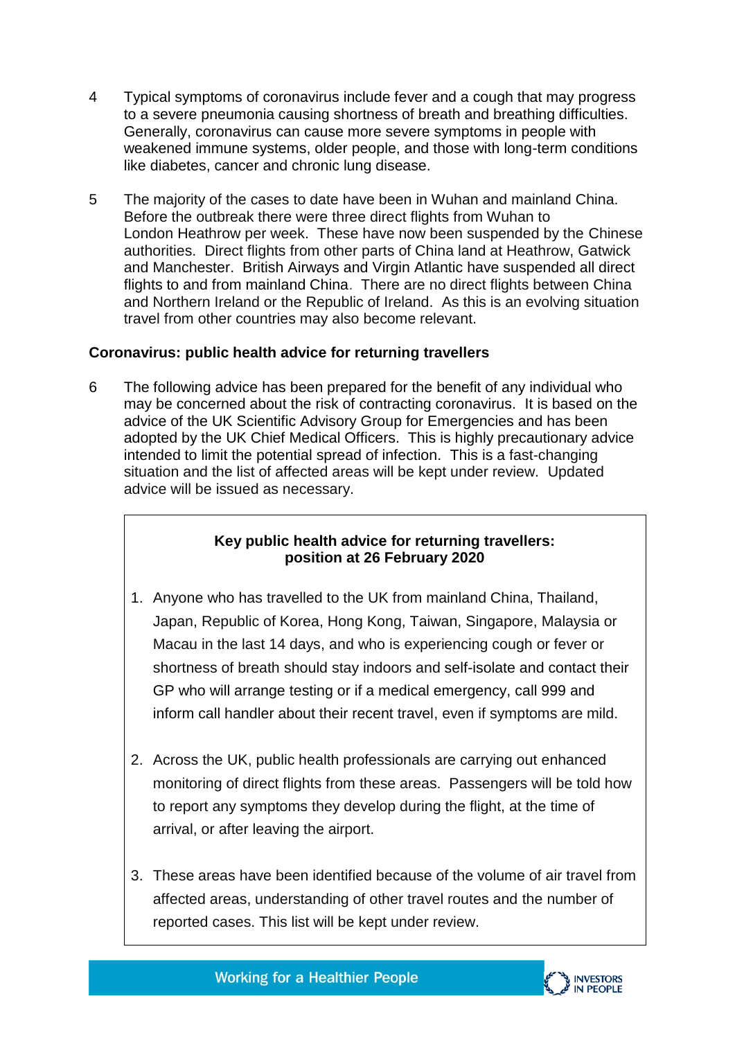4 Typical symptoms of coronavirus include fever and a cough that may progress to a severe pneumonia causing shortness of breath and breathing difficulties. Generally, coronavirus can cause more severe symptoms in people with weakened immune systems, older people, and those with long-term conditions like diabetes, cancer and chronic lung disease.

5 The majority of the cases to date have been in Wuhan and mainland China. Before the outbreak there were three direct flights from Wuhan to London Heathrow per week. These have now been suspended by the Chinese authorities. Direct flights from other parts of China land at Heathrow, Gatwick and Manchester. British Airways and Virgin Atlantic have suspended all direct flights to and from mainland China. There are no direct flights between China and Northern Ireland or the Republic of Ireland. As this is an evolving situation travel from other countries may also become relevant.

**Coronavirus: public health advice for returning travellers**

6 The following advice has been prepared for the benefit of any individual who may be concerned about the risk of contracting coronavirus. It is based on the advice of the UK Scientific Advisory Group for Emergencies and has been adopted by the UK Chief Medical Officers. This is highly precautionary advice intended to limit the potential spread of infection. This is a fast-changing situation and the list of affected areas will be kept under review. Updated advice will be issued as necessary.

**Key public health advice for returning travellers: position at 26 February 2020**

1. Anyone who has travelled to the UK from mainland China, Thailand, Japan, Republic of Korea, Hong Kong, Taiwan, Singapore, Malaysia or Macau in the last 14 days, and who is experiencing cough or fever or shortness of breath should stay indoors and self-isolate and contact their GP who will arrange testing or if a medical emergency, call 999 and inform call handler about their recent travel, even if symptoms are mild.

2. Across the UK, public health professionals are carrying out enhanced monitoring of direct flights from these areas. Passengers will be told how to report any symptoms they develop during the flight, at the time of arrival, or after leaving the airport.

3. These areas have been identified because of the volume of air travel from affected areas, understanding of other travel routes and the number of reported cases. This list will be kept under review.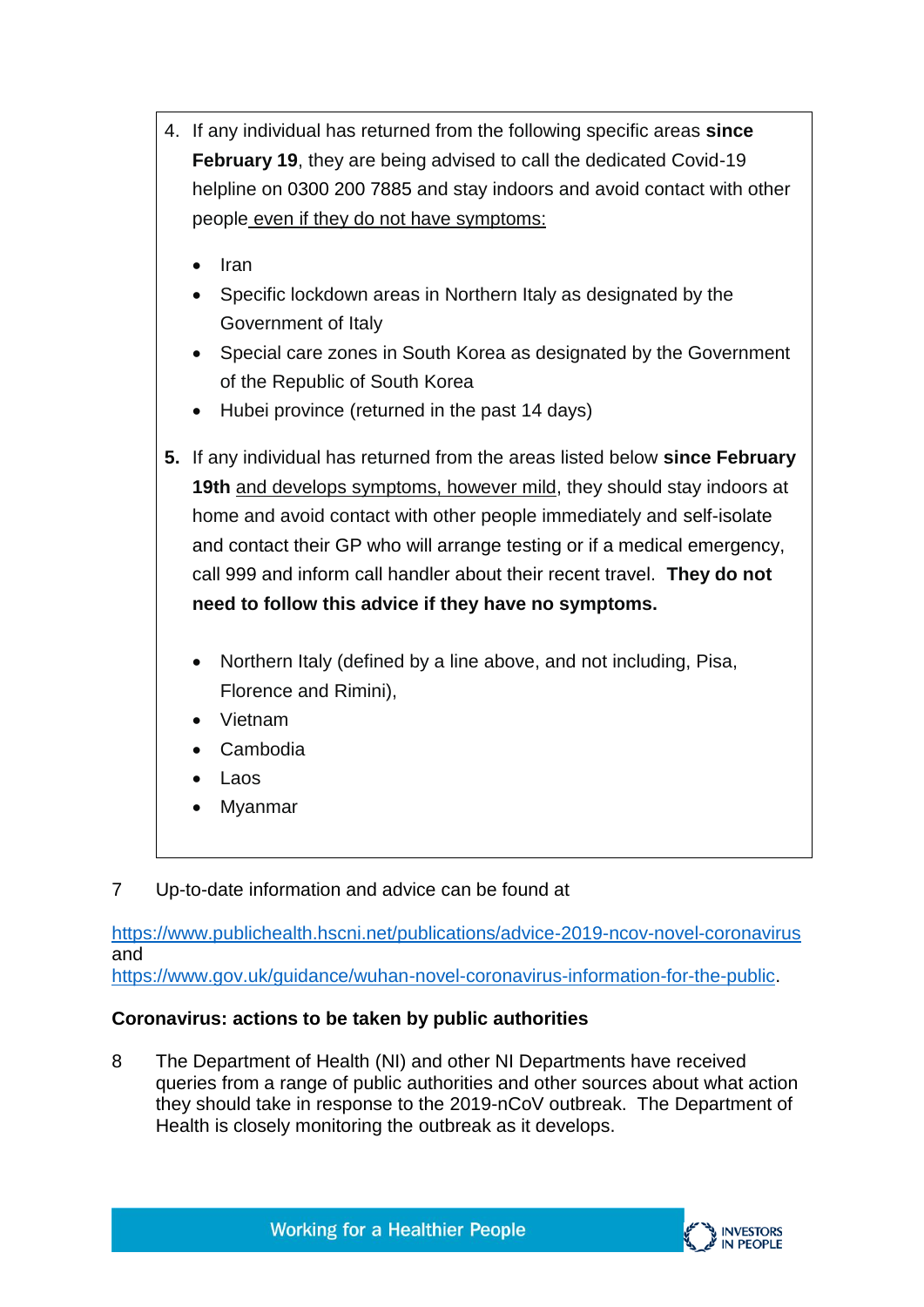4. If any individual has returned from the following specific areas **since February 19**, they are being advised to call the dedicated Covid-19 helpline on 0300 200 7885 and stay indoors and avoid contact with other people <u>even if they do not have symptoms:</u>

    - Iran
    - Specific lockdown areas in Northern Italy as designated by the Government of Italy
    - Special care zones in South Korea as designated by the Government of the Republic of South Korea
    - Hubei province (returned in the past 14 days)

5. If any individual has returned from the areas listed below **since February 19th** <u>and develops symptoms, however mild</u>, they should stay indoors at home and avoid contact with other people immediately and self-isolate and contact their GP who will arrange testing or if a medical emergency, call 999 and inform call handler about their recent travel. **They do not need to follow this advice if they have no symptoms.**

    - Northern Italy (defined by a line above, and not including, Pisa, Florence and Rimini),
    - Vietnam
    - Cambodia
    - Laos
    - Myanmar

7 Up-to-date information and advice can be found at

https://www.publichealth.hscni.net/publications/advice-2019-ncov-novel-coronavirus and https://www.gov.uk/guidance/wuhan-novel-coronavirus-information-for-the-public.

**Coronavirus: actions to be taken by public authorities**

8 The Department of Health (NI) and other NI Departments have received queries from a range of public authorities and other sources about what action they should take in response to the 2019-nCoV outbreak. The Department of Health is closely monitoring the outbreak as it develops.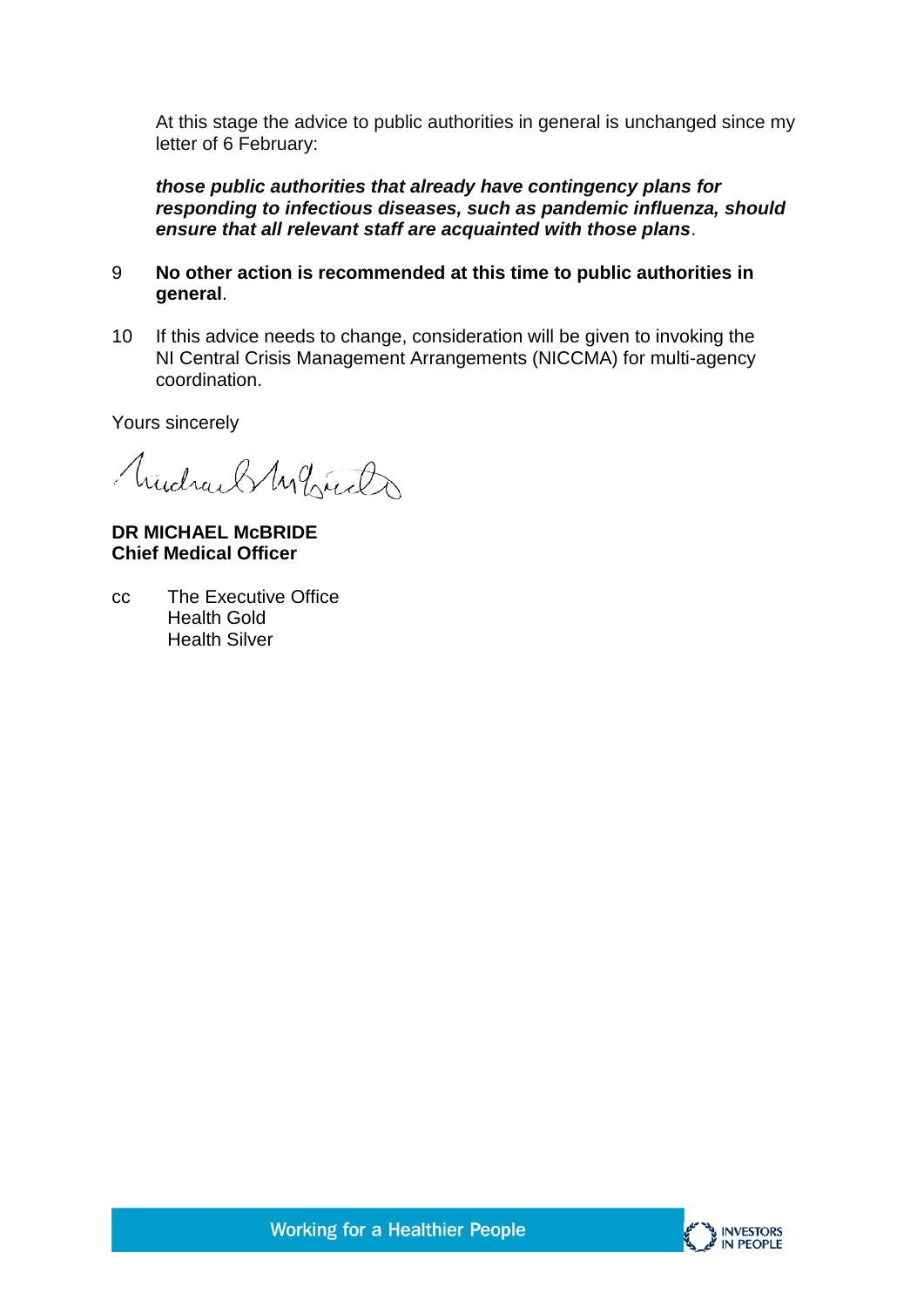At this stage the advice to public authorities in general is unchanged since my letter of 6 February:

***those public authorities that already have contingency plans for responding to infectious diseases, such as pandemic influenza, should ensure that all relevant staff are acquainted with those plans***.

9 **No other action is recommended at this time to public authorities in general**.

10 If this advice needs to change, consideration will be given to invoking the NI Central Crisis Management Arrangements (NICCMA) for multi-agency coordination.

Yours sincerely

**DR MICHAEL McBRIDE**
**Chief Medical Officer**

cc The Executive Office
Health Gold
Health Silver

Working for a Healthier People

INVESTORS IN PEOPLE